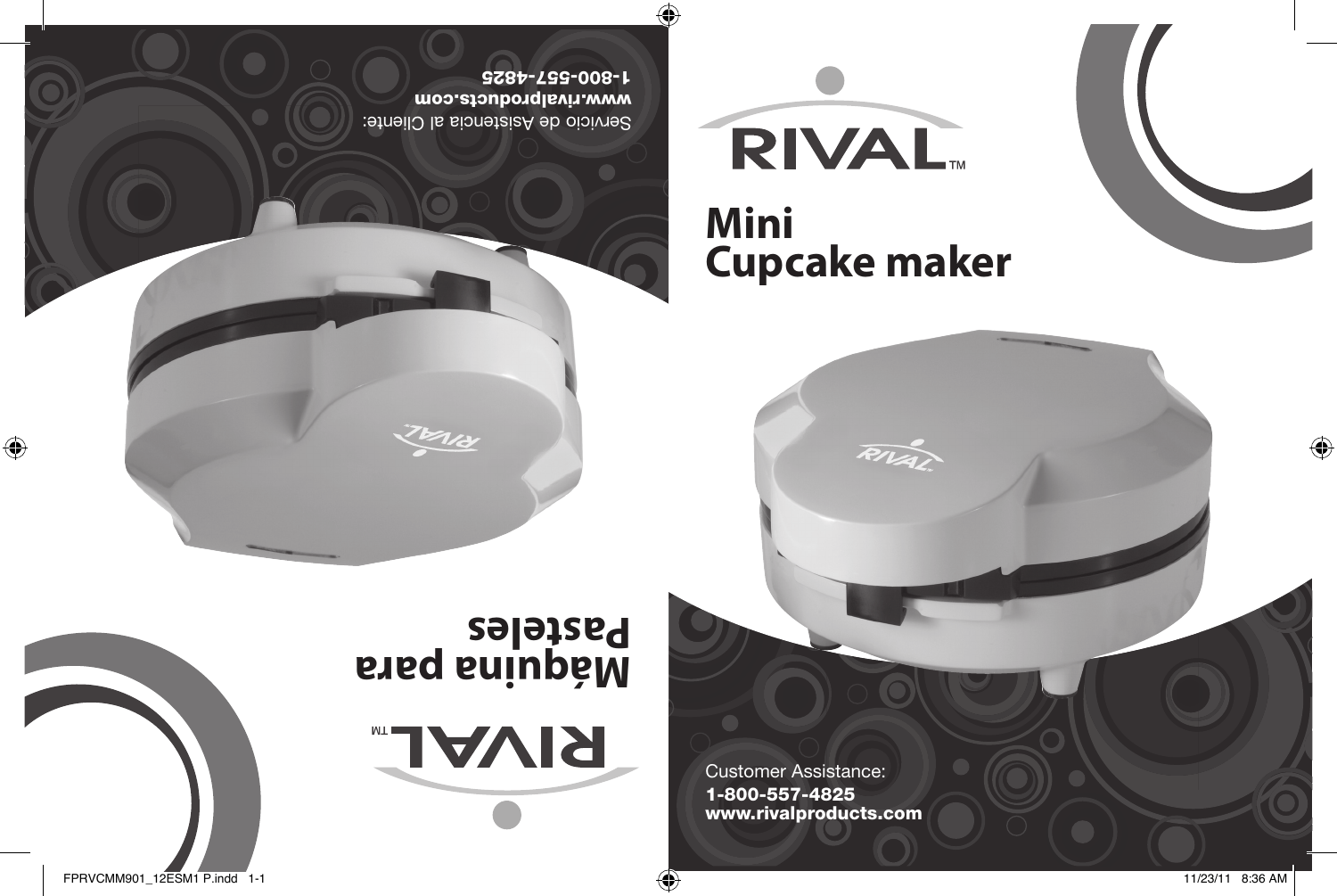# RIVAL™

## Mini Cupcake maker

Customer Assistance:
**1-800-557-4825**
**www.rivalproducts.com**

# RIVAL™

## Máquina para Pasteles

Servicio de Asistencia al Cliente:
**www.rivalproducts.com**
**1-800-557-4825**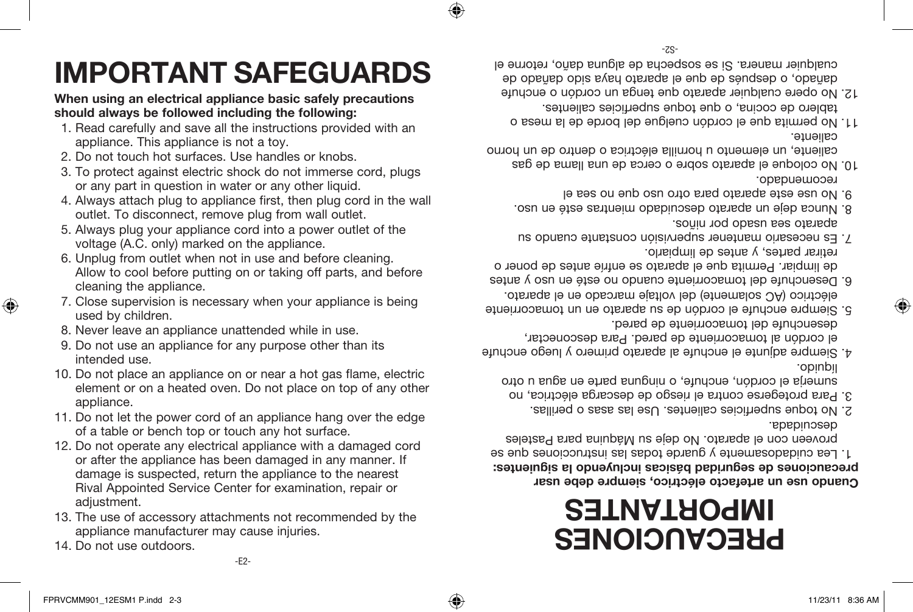# IMPORTANT SAFEGUARDS

**When using an electrical appliance basic safely precautions should always be followed including the following:**

1. Read carefully and save all the instructions provided with an appliance. This appliance is not a toy.
2. Do not touch hot surfaces. Use handles or knobs.
3. To protect against electric shock do not immerse cord, plugs or any part in question in water or any other liquid.
4. Always attach plug to appliance first, then plug cord in the wall outlet. To disconnect, remove plug from wall outlet.
5. Always plug your appliance cord into a power outlet of the voltage (A.C. only) marked on the appliance.
6. Unplug from outlet when not in use and before cleaning. Allow to cool before putting on or taking off parts, and before cleaning the appliance.
7. Close supervision is necessary when your appliance is being used by children.
8. Never leave an appliance unattended while in use.
9. Do not use an appliance for any purpose other than its intended use.
10. Do not place an appliance on or near a hot gas flame, electric element or on a heated oven. Do not place on top of any other appliance.
11. Do not let the power cord of an appliance hang over the edge of a table or bench top or touch any hot surface.
12. Do not operate any electrical appliance with a damaged cord or after the appliance has been damaged in any manner. If damage is suspected, return the appliance to the nearest Rival Appointed Service Center for examination, repair or adjustment.
13. The use of accessory attachments not recommended by the appliance manufacturer may cause injuries.
14. Do not use outdoors.

# PRECAUCIONES IMPORTANTES

**Cuando use un artefacto eléctrico, siempre debe usar precauciones de seguridad básicas incluyendo la siguientes:**

1. Lea cuidadosamente y guarde todas las instrucciones que se proveen con el aparato. No deje su Máquina para Pasteles descuidada.
2. No toque superficies calientes. Use las asas o perillas.
3. Para protegerse contra el riesgo de descarga eléctrica, no sumerja el cordón, enchufe, o ninguna parte en agua u otro líquido.
4. Siempre adjunte el enchufe al aparato primero y luego enchufe el cordón al tomacorriente de pared. Para desconectar, desenchufe del tomacorriente de pared.
5. Siempre enchufe el cordón de su aparato en un tomacorriente eléctrico (AC solamente) del voltaje marcado en el aparato.
6. Desenchufe del tomacorriente cuando no esté en uso y antes de limpiar. Permita que el aparato se enfríe antes de poner o retirar partes, y antes de limpiarlo.
7. Es necesario mantener supervisión constante cuando su aparato sea usado por niños.
8. Nunca deje un aparato descuidado mientras esté en uso.
9. No use este aparato para otro uso que no sea el recomendado.
10. No coloque el aparato sobre o cerca de una llama de gas caliente, un elemento u hornilla eléctrica o dentro de un horno caliente.
11. No permita que el cordón cuelgue del borde de la mesa o tablero de cocina, o que toque superficies calientes.
12. No opere cualquier aparato que tenga un cordón o enchufe dañado, o después de que el aparato haya sido dañado de cualquier manera. Si se sospecha de alguna daño, retorne el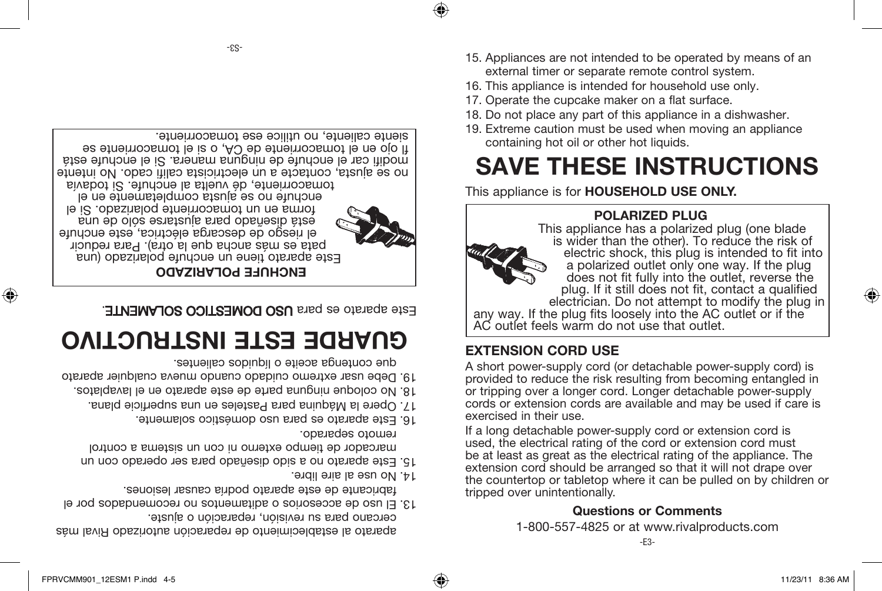aparato al establecimiento de reparación autorizado Rival más cercano para su revisión, reparación o ajuste.

13. El uso de accesorios o aditamentos no recomendados por el fabricante de este aparato podría causar lesiones.
14. No use al aire libre.
15. Este aparato no a sido diseñado para ser operado con un marcador de tiempo externo ni con un sistema a control remoto separado.
16. Este aparato es para uso doméstico solamente.
17. Opere la Máquina para Pasteles en una superficie plana.
18. No coloque ninguna parte de este aparato en el lavaplatos.
19. Debe usar extremo cuidado cuando mueva cualquier aparato que contenga aceite o líquidos calientes.

# GUARDE ESTE INSTRUCTIVO

Este aparato es para **USO DOMESTICO SOLAMENTE.**

**ENCHUFE POLARIZADO**

Este aparato tiene un enchufe polarizado (una pata es más ancha que la otra). Para reducir el riesgo de descarga eléctrica, este enchufe está diseñado para ajustarse sólo de una forma en un tomacorriente polarizado. Si el enchufe no se ajusta completamente en el tomacorriente, dé vuelta al enchufe. Si todavía no se ajusta, contacte a un electricista calificado. No intente modificar el enchufe de ninguna manera. Si el enchufe está flojo en el tomacorriente de CA, o si el tomacorriente se siente caliente, no utilice ese tomacorriente.

15. Appliances are not intended to be operated by means of an external timer or separate remote control system.
16. This appliance is intended for household use only.
17. Operate the cupcake maker on a flat surface.
18. Do not place any part of this appliance in a dishwasher.
19. Extreme caution must be used when moving an appliance containing hot oil or other hot liquids.

# SAVE THESE INSTRUCTIONS

This appliance is for **HOUSEHOLD USE ONLY.**

**POLARIZED PLUG**

This appliance has a polarized plug (one blade is wider than the other). To reduce the risk of electric shock, this plug is intended to fit into a polarized outlet only one way. If the plug does not fit fully into the outlet, reverse the plug. If it still does not fit, contact a qualified electrician. Do not attempt to modify the plug in any way. If the plug fits loosely into the AC outlet or if the AC outlet feels warm do not use that outlet.

## EXTENSION CORD USE

A short power-supply cord (or detachable power-supply cord) is provided to reduce the risk resulting from becoming entangled in or tripping over a longer cord. Longer detachable power-supply cords or extension cords are available and may be used if care is exercised in their use.

If a long detachable power-supply cord or extension cord is used, the electrical rating of the cord or extension cord must be at least as great as the electrical rating of the appliance. The extension cord should be arranged so that it will not drape over the countertop or tabletop where it can be pulled on by children or tripped over unintentionally.

**Questions or Comments**

1-800-557-4825 or at www.rivalproducts.com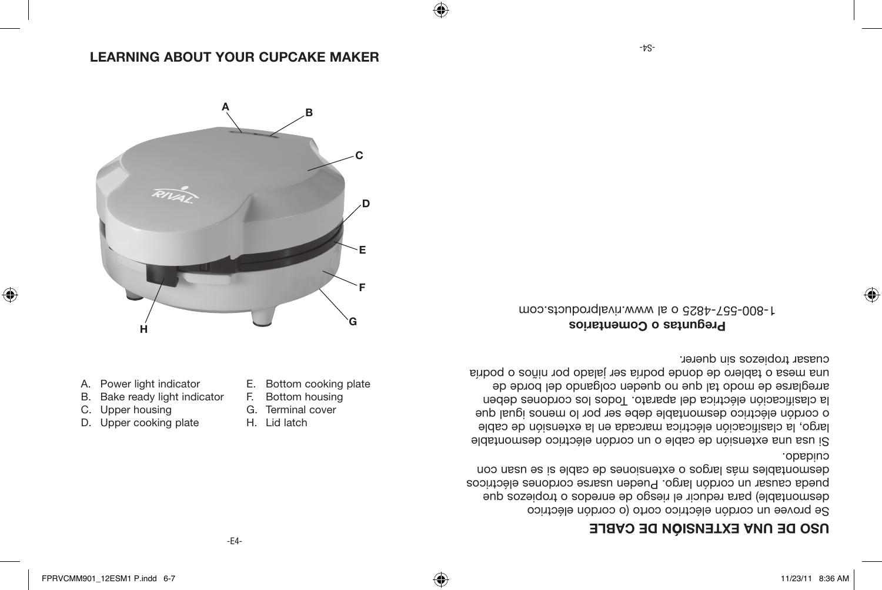## LEARNING ABOUT YOUR CUPCAKE MAKER

A. Power light indicator
B. Bake ready light indicator
C. Upper housing
D. Upper cooking plate
E. Bottom cooking plate
F. Bottom housing
G. Terminal cover
H. Lid latch

## USO DE UNA EXTENSIÓN DE CABLE

Se provee un cordón eléctrico corto (o cordón eléctrico desmontable) para reducir el riesgo de enredos o tropiezos que pueda causar un cordón largo. Pueden usarse cordones eléctricos desmontables más largos o extensiones de cable si se usan con cuidado.

Si usa una extensión de cable o un cordón eléctrico desmontable largo, la clasificación eléctrica marcada en la extensión de cable o cordón eléctrico desmontable debe ser por lo menos igual que la clasificación eléctrica del aparato. Todos los cordones deben arreglarse de modo tal que no queden colgando del borde de una mesa o tablero de donde podría ser jalado por niños o podría cuasar tropiezos sin querer.

**Preguntas o Comentarios**

1-800-557-4825 o al www.rivalproducts.com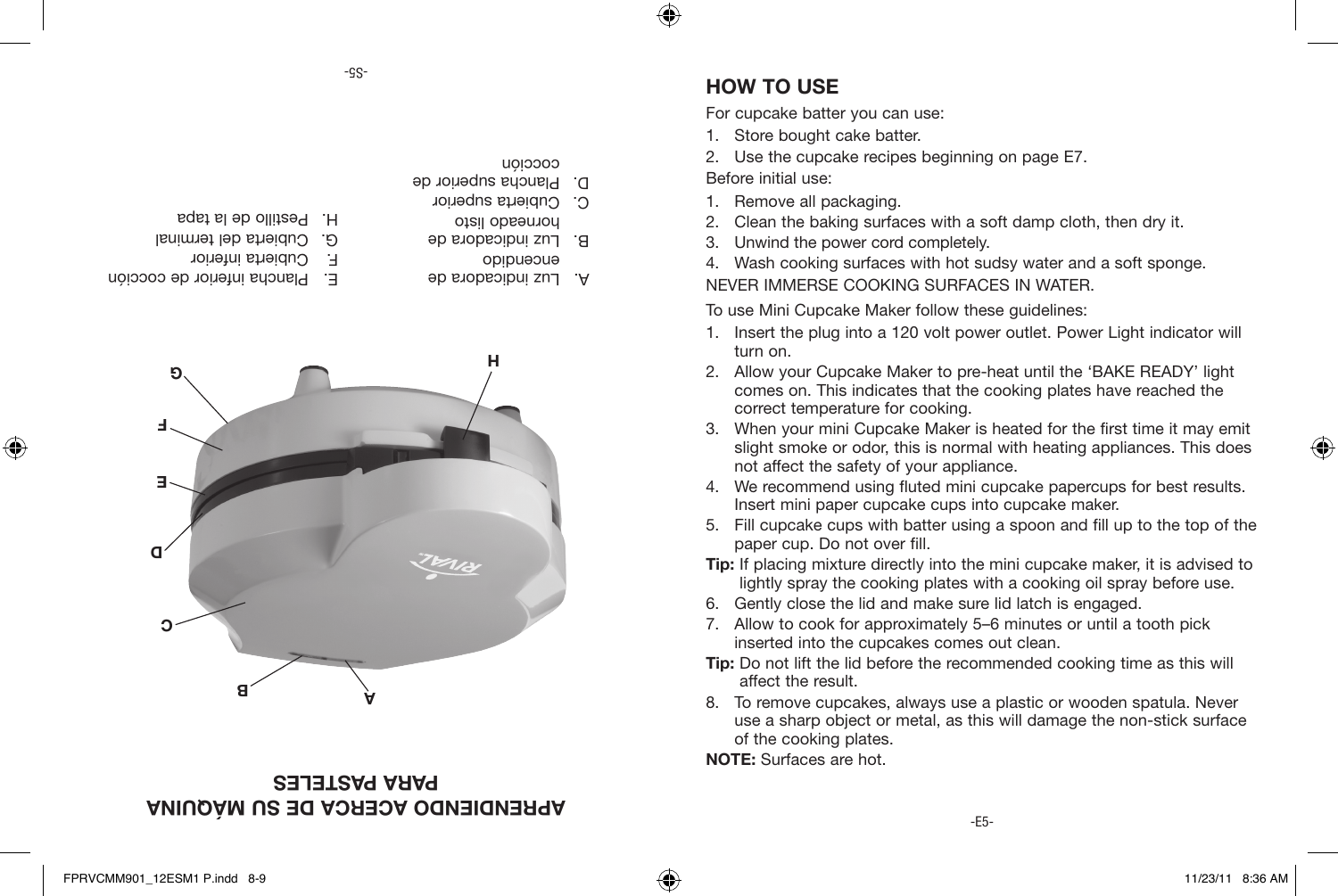# APRENDIENDO ACERCA DE SU MÁQUINA PARA PASTELES

A. Luz indicadora de encendido
B. Luz indicadora de horneado listo
C. Cubierta superior
D. Plancha superior de cocción
E. Plancha inferior de cocción
F. Cubierta inferior
G. Cubierta del terminal
H. Pestillo de la tapa

## HOW TO USE

For cupcake batter you can use:

1. Store bought cake batter.
2. Use the cupcake recipes beginning on page E7.

Before initial use:

1. Remove all packaging.
2. Clean the baking surfaces with a soft damp cloth, then dry it.
3. Unwind the power cord completely.
4. Wash cooking surfaces with hot sudsy water and a soft sponge.

NEVER IMMERSE COOKING SURFACES IN WATER.

To use Mini Cupcake Maker follow these guidelines:

1. Insert the plug into a 120 volt power outlet. Power Light indicator will turn on.
2. Allow your Cupcake Maker to pre-heat until the 'BAKE READY' light comes on. This indicates that the cooking plates have reached the correct temperature for cooking.
3. When your mini Cupcake Maker is heated for the first time it may emit slight smoke or odor, this is normal with heating appliances. This does not affect the safety of your appliance.
4. We recommend using fluted mini cupcake papercups for best results. Insert mini paper cupcake cups into cupcake maker.
5. Fill cupcake cups with batter using a spoon and fill up to the top of the paper cup. Do not over fill.

**Tip:** If placing mixture directly into the mini cupcake maker, it is advised to lightly spray the cooking plates with a cooking oil spray before use.

6. Gently close the lid and make sure lid latch is engaged.
7. Allow to cook for approximately 5–6 minutes or until a tooth pick inserted into the cupcakes comes out clean.

**Tip:** Do not lift the lid before the recommended cooking time as this will affect the result.

8. To remove cupcakes, always use a plastic or wooden spatula. Never use a sharp object or metal, as this will damage the non-stick surface of the cooking plates.

**NOTE:** Surfaces are hot.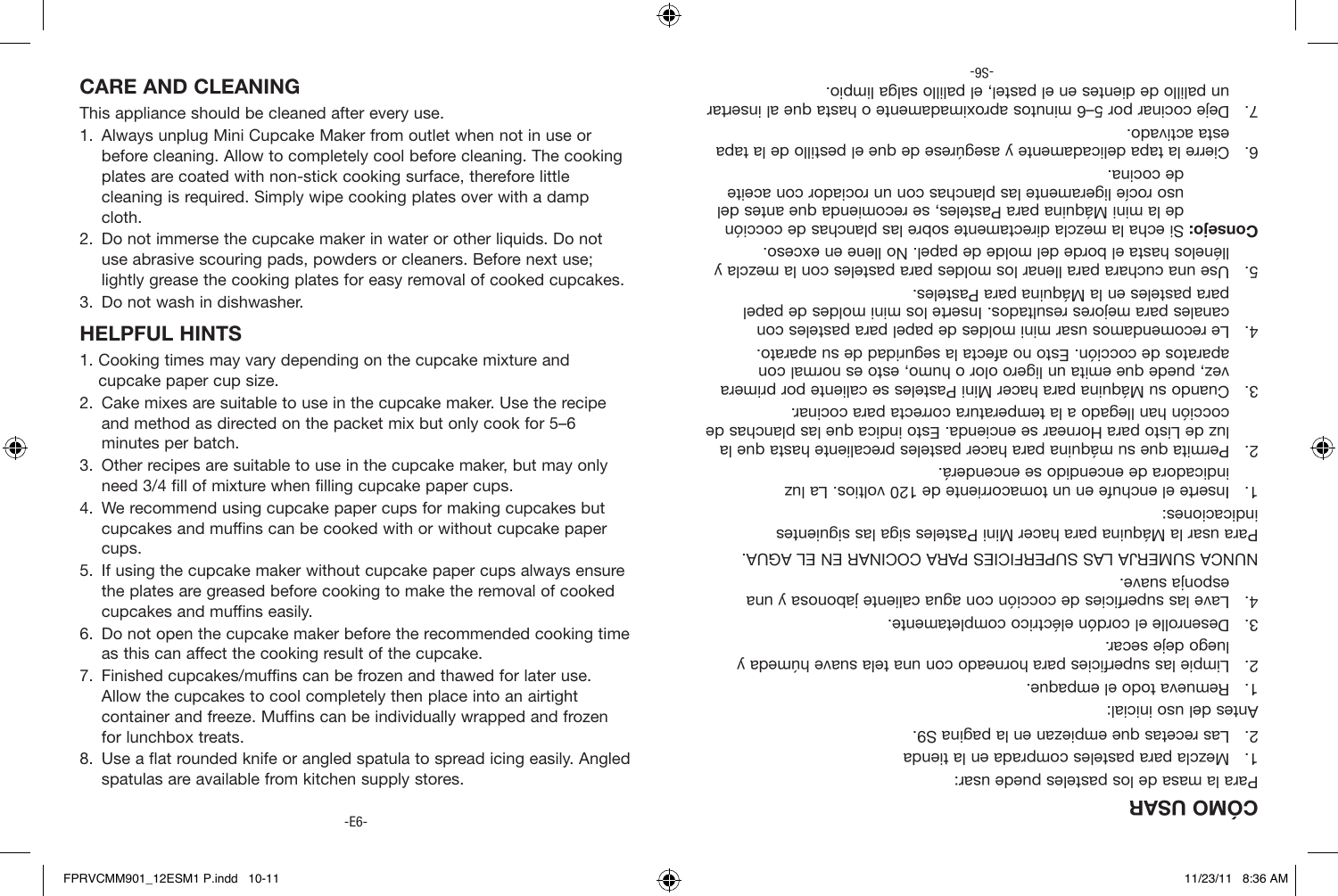## CARE AND CLEANING

This appliance should be cleaned after every use.

1. Always unplug Mini Cupcake Maker from outlet when not in use or before cleaning. Allow to completely cool before cleaning. The cooking plates are coated with non-stick cooking surface, therefore little cleaning is required. Simply wipe cooking plates over with a damp cloth.
2. Do not immerse the cupcake maker in water or other liquids. Do not use abrasive scouring pads, powders or cleaners. Before next use; lightly grease the cooking plates for easy removal of cooked cupcakes.
3. Do not wash in dishwasher.

## HELPFUL HINTS

1. Cooking times may vary depending on the cupcake mixture and cupcake paper cup size.
2. Cake mixes are suitable to use in the cupcake maker. Use the recipe and method as directed on the packet mix but only cook for 5–6 minutes per batch.
3. Other recipes are suitable to use in the cupcake maker, but may only need 3/4 fill of mixture when filling cupcake paper cups.
4. We recommend using cupcake paper cups for making cupcakes but cupcakes and muffins can be cooked with or without cupcake paper cups.
5. If using the cupcake maker without cupcake paper cups always ensure the plates are greased before cooking to make the removal of cooked cupcakes and muffins easily.
6. Do not open the cupcake maker before the recommended cooking time as this can affect the cooking result of the cupcake.
7. Finished cupcakes/muffins can be frozen and thawed for later use. Allow the cupcakes to cool completely then place into an airtight container and freeze. Muffins can be individually wrapped and frozen for lunchbox treats.
8. Use a flat rounded knife or angled spatula to spread icing easily. Angled spatulas are available from kitchen supply stores.

## CÓMO USAR

Para la masa de los pasteles puede usar:

1. Mezcla para pasteles comprada en la tienda
2. Las recetas que empiezan en la pagina S9.

Antes del uso inicial:

1. Remueva todo el empaque.
2. Limpie las superficies para horneado con una tela suave húmeda y luego deje secar.
3. Desenrolle el cordón eléctrico completamente.
4. Lave las superficies de cocción con agua caliente jabonosa y una esponja suave.

NUNCA SUMERJA LAS SUPERFICIES PARA COCINAR EN EL AGUA.

Para usar la Máquina para hacer Mini Pasteles siga las siguientes indicaciones:

1. Inserte el enchufe en un tomacorriente de 120 voltios. La luz indicadora de encendido se encenderá.
2. Permita que su máquina para hacer pasteles precaliente hasta que la luz de Listo para Hornear se encienda. Esto indica que las planchas de cocción han llegado a la temperatura correcta para cocinar.
3. Cuando su Máquina para hacer Mini Pasteles se caliente por primera vez, puede que emita un ligero olor o humo, esto es normal con aparatos de cocción. Esto no afecta la seguridad de su aparato.
4. Le recomendamos usar mini moldes de papel para pasteles con canales para mejores resultados. Inserte los mini moldes de papel para pasteles en la Máquina para Pasteles.
5. Use una cuchara para llenar los moldes para pasteles con la mezcla y llénelos hasta el borde del molde de papel. No llene en exceso.

**Consejo:** Si echa la mezcla directamente sobre las planchas de cocción de la mini Máquina para Pasteles, se recomienda que antes del uso rocíe ligeramente las planchas con un rociador con aceite de cocina.

6. Cierre la tapa delicadamente y asegúrese de que el pestillo de la tapa esta activado.
7. Deje cocinar por 5–6 minutos aproximadamente o hasta que al insertar un palillo de dientes en el pastel, el palillo salga limpio.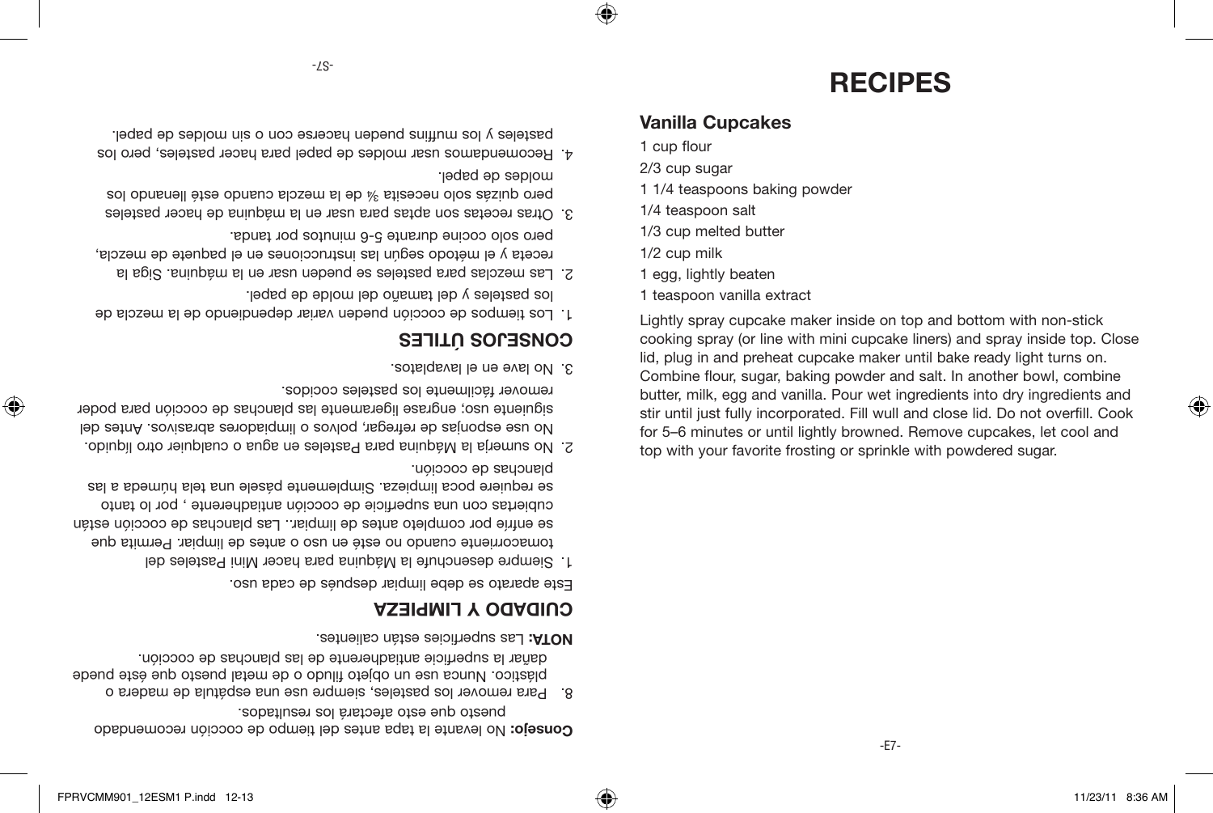**Consejo:** No levante la tapa antes del tiempo de cocción recomendado puesto que esto afectará los resultados.

8. Para remover los pasteles, siempre use una espátula de madera o plástico. Nunca use un objeto filudo o de metal puesto que éste puede dañar la superficie antiadherente de las planchas de cocción.

**NOTA:** Las superficies están calientes.

## CUIDADO Y LIMPIEZA

Este aparato se debe limpiar después de cada uso.

1. Siempre desenchufe la Máquina para hacer Mini Pasteles del tomacorriente cuando no esté en uso o antes de limpiar. Permita que se enfríe por completo antes de limpiar.. Las planchas de cocción están cubiertas con una superficie de cocción antiadherente , por lo tanto se requiere poca limpieza. Simplemente pásele una tela húmeda a las planchas de cocción.
2. No sumerja la Máquina para Pasteles en agua o cualquier otro líquido. No use esponjas de refregar, polvos o limpiadores abrasivos. Antes del siguiente uso; engrase ligeramente las planchas de cocción para poder remover fácilmente los pasteles cocidos.
3. No lave en el lavaplatos.

## CONSEJOS ÚTILES

1. Los tiempos de cocción pueden variar dependiendo de la mezcla de los pasteles y del tamaño del molde de papel.
2. Las mezclas para pasteles se pueden usar en la máquina. Siga la receta y el método según las instrucciones en el paquete de mezcla, pero solo cocine durante 5-6 minutos por tanda.
3. Otras recetas son aptas para usar en la máquina de hacer pasteles pero quizás solo necesita ¾ de la mezcla cuando esté llenando los moldes de papel.
4. Recomendamos usar moldes de papel para hacer pasteles, pero los pasteles y los muffins pueden hacerse con o sin moldes de papel.

# RECIPES

## Vanilla Cupcakes

1 cup flour

2/3 cup sugar

1 1/4 teaspoons baking powder

1/4 teaspoon salt

1/3 cup melted butter

1/2 cup milk

1 egg, lightly beaten

1 teaspoon vanilla extract

Lightly spray cupcake maker inside on top and bottom with non-stick cooking spray (or line with mini cupcake liners) and spray inside top. Close lid, plug in and preheat cupcake maker until bake ready light turns on. Combine flour, sugar, baking powder and salt. In another bowl, combine butter, milk, egg and vanilla. Pour wet ingredients into dry ingredients and stir until just fully incorporated. Fill wull and close lid. Do not overfill. Cook for 5–6 minutes or until lightly browned. Remove cupcakes, let cool and top with your favorite frosting or sprinkle with powdered sugar.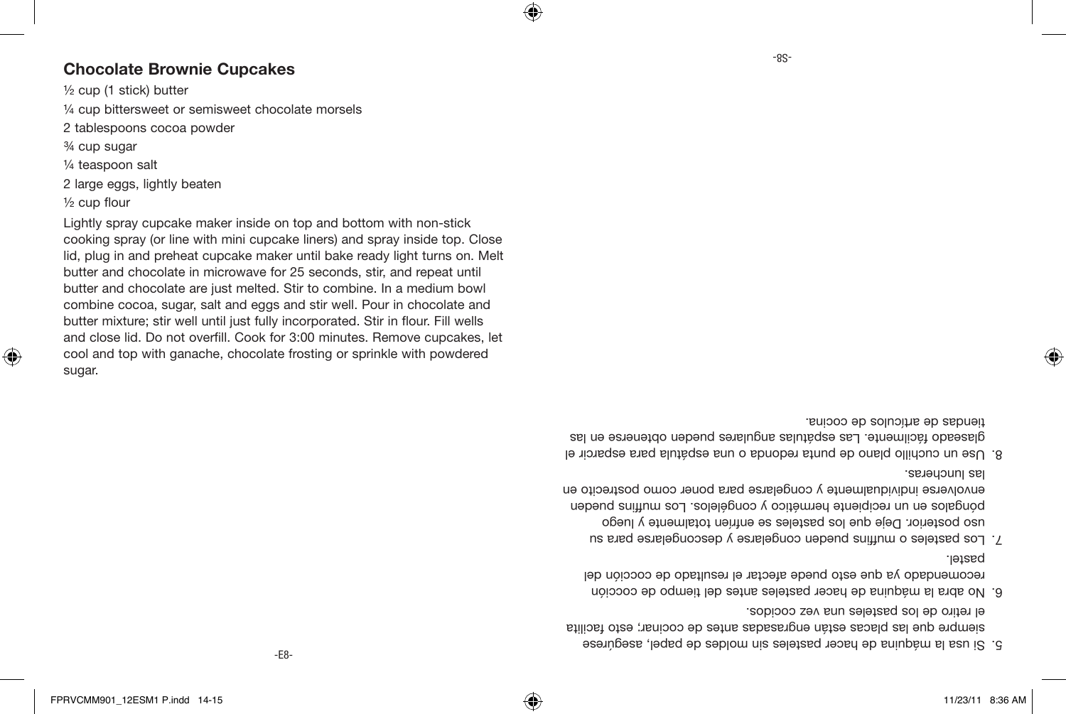## Chocolate Brownie Cupcakes

½ cup (1 stick) butter

¼ cup bittersweet or semisweet chocolate morsels

2 tablespoons cocoa powder

¾ cup sugar

¼ teaspoon salt

2 large eggs, lightly beaten

½ cup flour

Lightly spray cupcake maker inside on top and bottom with non-stick cooking spray (or line with mini cupcake liners) and spray inside top. Close lid, plug in and preheat cupcake maker until bake ready light turns on. Melt butter and chocolate in microwave for 25 seconds, stir, and repeat until butter and chocolate are just melted. Stir to combine. In a medium bowl combine cocoa, sugar, salt and eggs and stir well. Pour in chocolate and butter mixture; stir well until just fully incorporated. Stir in flour. Fill wells and close lid. Do not overfill. Cook for 3:00 minutes. Remove cupcakes, let cool and top with ganache, chocolate frosting or sprinkle with powdered sugar.

5. Si usa la máquina de hacer pasteles sin moldes de papel, asegúrese siempre que las placas están engrasadas antes de cocinar; esto facilita el retiro de los pasteles una vez cocidos.
6. No abra la máquina de hacer pasteles antes del tiempo de cocción recomendado ya que esto puede afectar el resultado de cocción del pastel.
7. Los pasteles o muffins pueden congelarse y descongelarse para su uso posterior. Deje que los pasteles se enfríen totalmente y luego póngalos en un recipiente hermético y congélelos. Los muffins pueden envolverse individualmente y congelarse para poner como postrecito en las loncheras.
8. Use un cuchillo plano de punta redonda o una espátula para esparcir el glaseado fácilmente. Las espátulas angulares pueden obtenerse en las tiendas de artículos de cocina.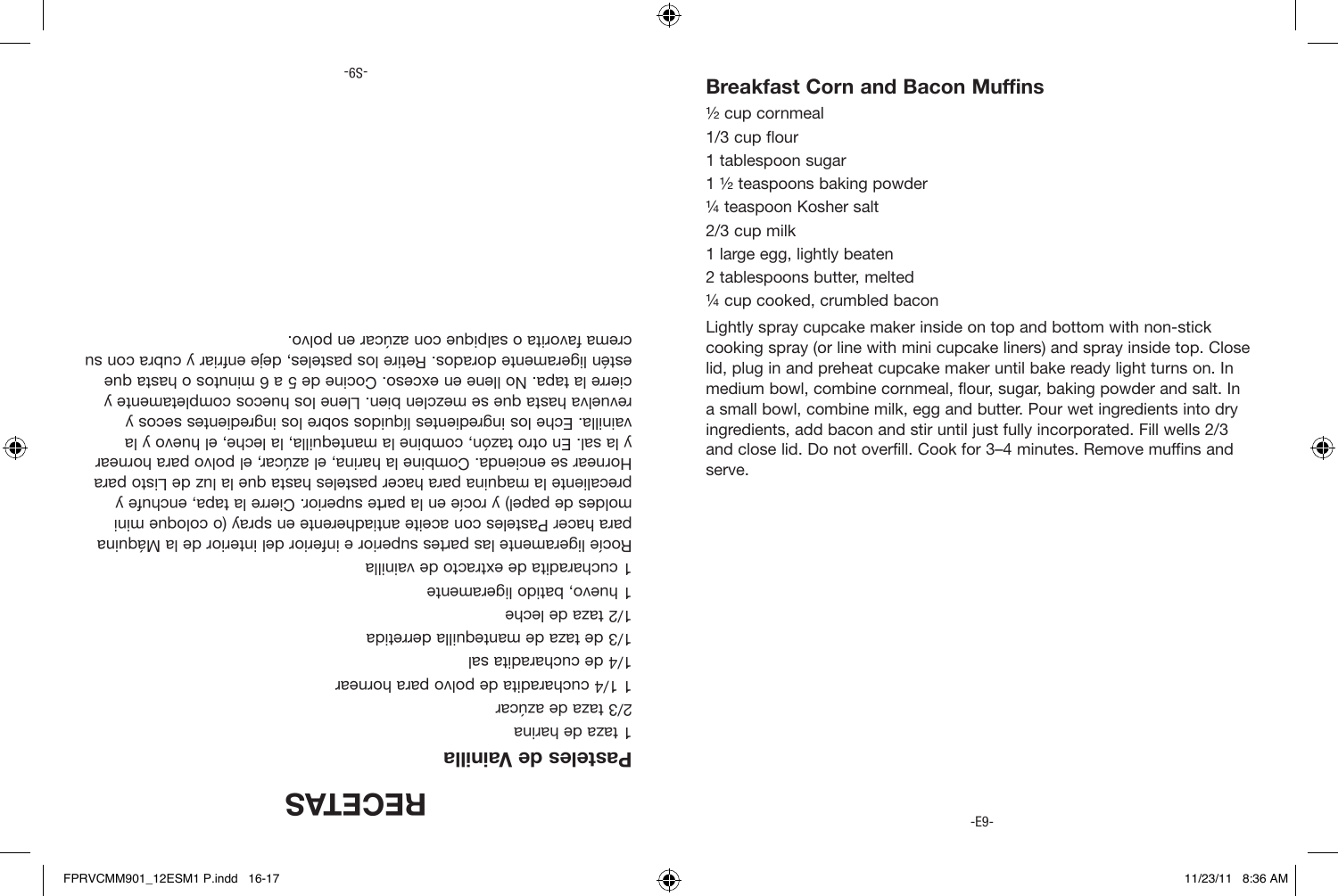## Breakfast Corn and Bacon Muffins

½ cup cornmeal

1/3 cup flour

1 tablespoon sugar

1 ½ teaspoons baking powder

¼ teaspoon Kosher salt

2/3 cup milk

1 large egg, lightly beaten

2 tablespoons butter, melted

¼ cup cooked, crumbled bacon

Lightly spray cupcake maker inside on top and bottom with non-stick cooking spray (or line with mini cupcake liners) and spray inside top. Close lid, plug in and preheat cupcake maker until bake ready light turns on. In medium bowl, combine cornmeal, flour, sugar, baking powder and salt. In a small bowl, combine milk, egg and butter. Pour wet ingredients into dry ingredients, add bacon and stir until just fully incorporated. Fill wells 2/3 and close lid. Do not overfill. Cook for 3–4 minutes. Remove muffins and serve.

# RECETAS

## Pasteles de Vainilla

1 taza de harina

2/3 taza de azúcar

1 1/4 cucharadita de polvo para hornear

1/4 de cucharadita sal

1/3 de taza de mantequilla derretida

1/2 taza de leche

1 huevo, batido ligeramente

1 cucharadita de extracto de vainilla

Rocíe ligeramente las partes superior e inferior del interior de la Máquina para hacer Pasteles con aceite antiadherente en spray (o coloque mini moldes de papel) y rocíe en la parte superior. Cierre la tapa, enchufe y precaliente la maquina para hacer pasteles hasta que la luz de Listo para Hornear se encienda. Combine la harina, el azúcar, el polvo para hornear y la sal. En otro tazón, combine la mantequilla, la leche, el huevo y la vainilla. Eche los ingredientes líquidos sobre los ingredientes secos y revuelva hasta que se mezclen bien. Llene los huecos completamente y cierre la tapa. No llene en exceso. Cocine de 5 a 6 minutos o hasta que estén ligeramente dorados. Retire los pasteles, deje enfriar y cubra con su crema favorita o salpique con azúcar en polvo.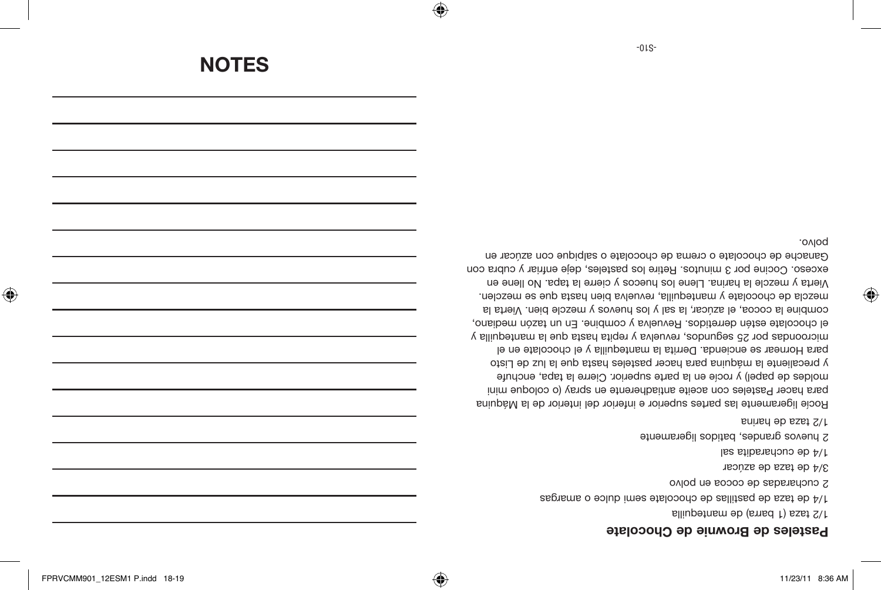# NOTES

## Pasteles de Brownie de Chocolate

1/2 taza (1 barra) de mantequilla

1/4 de taza de pastillas de chocolate semi dulce o amargas

2 cucharadas de cocoa en polvo

3/4 de taza de azúcar

1/4 de cucharadita sal

2 huevos grandes, batidos ligeramente

1/2 taza de harina

Rocíe ligeramente las partes superior e inferior del interior de la Máquina para hacer Pasteles con aceite antiadherente en spray (o coloque mini moldes de papel) y rocíe en la parte superior. Cierre la tapa, enchufe y precaliente la máquina para hacer pasteles hasta que la luz de Listo para Hornear se encienda. Derrita la mantequilla y el chocolate en el microondas por 25 segundos, revuelva y repita hasta que la mantequilla y el chocolate estén derretidos. Revuelva y combine. En un tazón mediano, combine la cocoa, el azúcar, la sal y los huevos y mezcle bien. Vierta la mezcla de chocolate y mantequilla, revuelva bien hasta que se mezclen. Vierta y mezcle la harina. Llene los huecos y cierre la tapa. No llene en exceso. Cocine por 3 minutos. Retire los pasteles, deje enfriar y cubra con Ganache de chocolate o crema de chocolate o salpique con azúcar en polvo.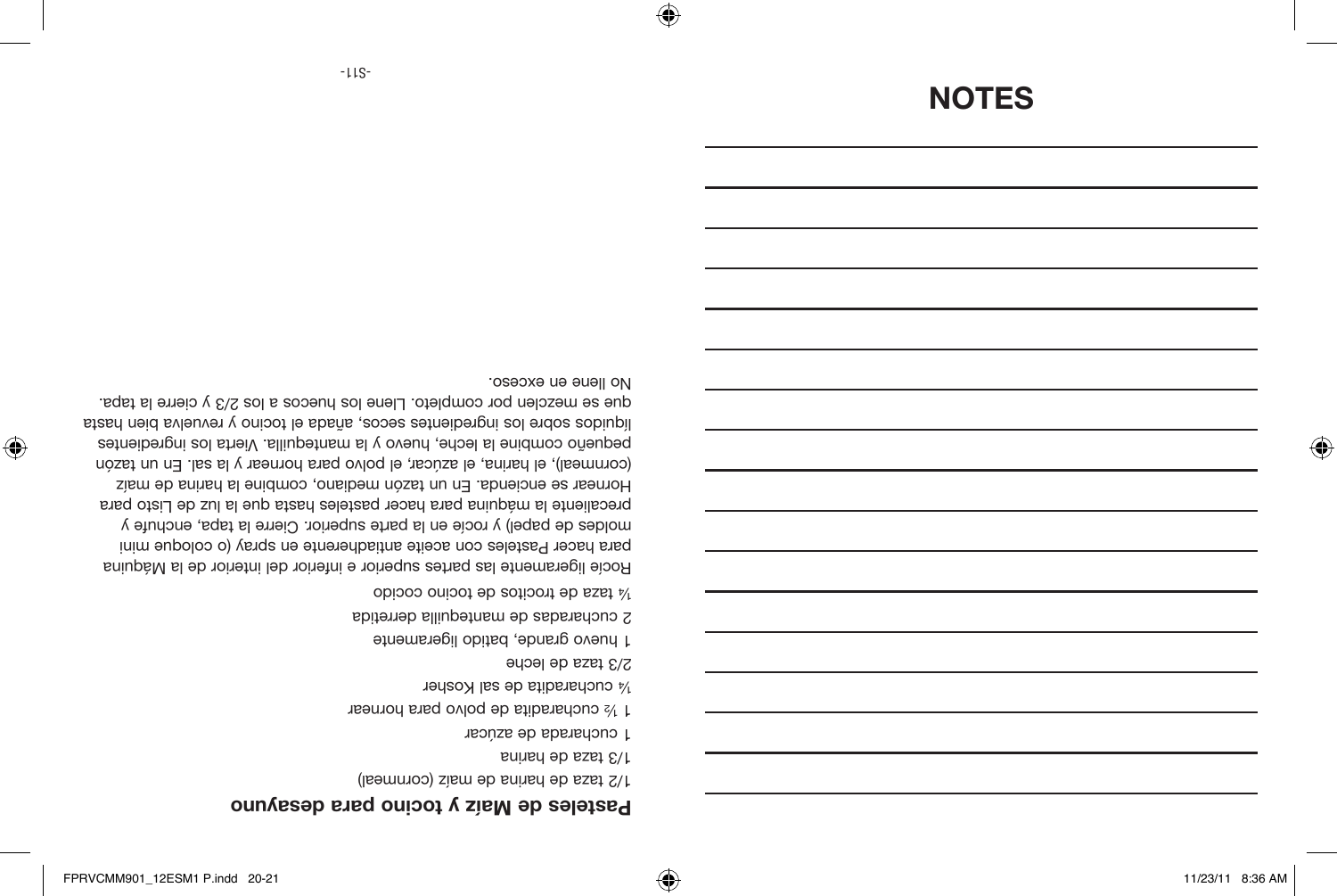## Pasteles de Maíz y tocino para desayuno

1/2 taza de harina de maíz (cornmeal)

1/3 taza de harina

1 cucharada de azúcar

1 ½ cucharadita de polvo para hornear

¼ cucharadita de sal Kosher

2/3 taza de leche

1 huevo grande, batido ligeramente

2 cucharadas de mantequilla derretida

¼ taza de trocitos de tocino cocido

Rocíe ligeramente las partes superior e inferior del interior de la Máquina para hacer Pasteles con aceite antiadherente en spray (o coloque mini moldes de papel) y rocíe en la parte superior. Cierre la tapa, enchufe y precaliente la máquina para hacer pasteles hasta que la luz de Listo para Hornear se encienda. En un tazón mediano, combine la harina de maíz (cornmeal), el harina, el azúcar, el polvo para hornear y la sal. En un tazón pequeño combine la leche, huevo y la mantequilla. Vierta los ingredientes líquidos sobre los ingredientes secos, añada el tocino y revuelva bien hasta que se mezclen por completo. Llene los huecos a los 2/3 y cierre la tapa. No llene en exceso.

# NOTES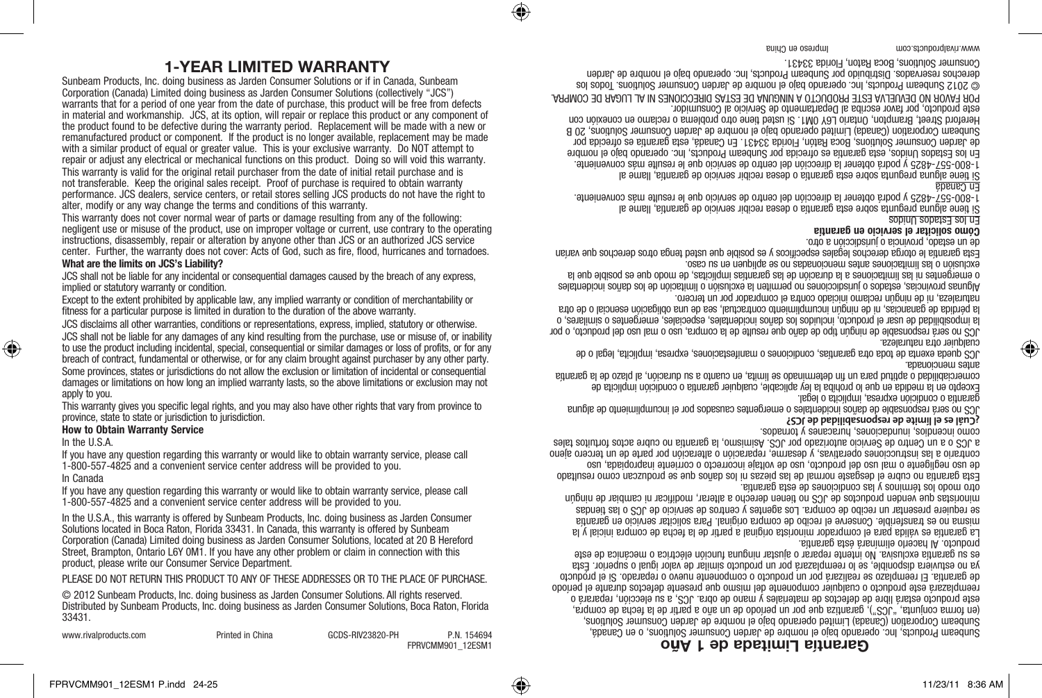# 1-YEAR LIMITED WARRANTY

Sunbeam Products, Inc. doing business as Jarden Consumer Solutions or if in Canada, Sunbeam Corporation (Canada) Limited doing business as Jarden Consumer Solutions (collectively "JCS") warrants that for a period of one year from the date of purchase, this product will be free from defects in material and workmanship. JCS, at its option, will repair or replace this product or any component of the product found to be defective during the warranty period. Replacement will be made with a new or remanufactured product or component. If the product is no longer available, replacement may be made with a similar product of equal or greater value. This is your exclusive warranty. Do NOT attempt to repair or adjust any electrical or mechanical functions on this product. Doing so will void this warranty.

This warranty is valid for the original retail purchaser from the date of initial retail purchase and is not transferable. Keep the original sales receipt. Proof of purchase is required to obtain warranty performance. JCS dealers, service centers, or retail stores selling JCS products do not have the right to alter, modify or any way change the terms and conditions of this warranty.

This warranty does not cover normal wear of parts or damage resulting from any of the following: negligent use or misuse of the product, use on improper voltage or current, use contrary to the operating instructions, disassembly, repair or alteration by anyone other than JCS or an authorized JCS service center. Further, the warranty does not cover: Acts of God, such as fire, flood, hurricanes and tornadoes.

**What are the limits on JCS's Liability?**

JCS shall not be liable for any incidental or consequential damages caused by the breach of any express, implied or statutory warranty or condition.

Except to the extent prohibited by applicable law, any implied warranty or condition of merchantability or fitness for a particular purpose is limited in duration to the duration of the above warranty.

JCS disclaims all other warranties, conditions or representations, express, implied, statutory or otherwise.

JCS shall not be liable for any damages of any kind resulting from the purchase, use or misuse of, or inability to use the product including incidental, special, consequential or similar damages or loss of profits, or for any breach of contract, fundamental or otherwise, or for any claim brought against purchaser by any other party.

Some provinces, states or jurisdictions do not allow the exclusion or limitation of incidental or consequential damages or limitations on how long an implied warranty lasts, so the above limitations or exclusion may not apply to you.

This warranty gives you specific legal rights, and you may also have other rights that vary from province to province, state to state or jurisdiction to jurisdiction.

**How to Obtain Warranty Service**

In the U.S.A.

If you have any question regarding this warranty or would like to obtain warranty service, please call 1-800-557-4825 and a convenient service center address will be provided to you.

In Canada

If you have any question regarding this warranty or would like to obtain warranty service, please call 1-800-557-4825 and a convenient service center address will be provided to you.

In the U.S.A., this warranty is offered by Sunbeam Products, Inc. doing business as Jarden Consumer Solutions located in Boca Raton, Florida 33431. In Canada, this warranty is offered by Sunbeam Corporation (Canada) Limited doing business as Jarden Consumer Solutions, located at 20 B Hereford Street, Brampton, Ontario L6Y 0M1. If you have any other problem or claim in connection with this product, please write our Consumer Service Department.

PLEASE DO NOT RETURN THIS PRODUCT TO ANY OF THESE ADDRESSES OR TO THE PLACE OF PURCHASE.

© 2012 Sunbeam Products, Inc. doing business as Jarden Consumer Solutions. All rights reserved. Distributed by Sunbeam Products, Inc. doing business as Jarden Consumer Solutions, Boca Raton, Florida 33431.

www.rivalproducts.com    Printed in China    GCDS-RIV23820-PH    P.N. 154694
FPRVCMM901_12ESM1

# Garantía Limitada de 1 Año

Sunbeam Products, Inc. operando bajo el nombre de Jarden Consumer Solutions, o en Canadá, Sunbeam Corporation (Canada) Limited operando bajo el nombre de Jarden Consumer Solutions, (en forma conjunta, "JCS"), garantiza que por un período de un año a partir de la fecha de compra, este producto estará libre de defectos de materiales y mano de obra. JCS, a su elección, reparará o reemplazará este producto o cualquier componente del mismo que presente defectos durante el período de garantía. El reemplazo se realizará por un producto o componente nuevo o reparado. Si el producto ya no estuviera disponible, se lo reemplazará por un producto similar de valor igual o superior. Ésta es su garantía exclusiva. No intente reparar o ajustar ninguna función eléctrica o mecánica de este producto. Al hacerlo elimininará ésta garantía.

La garantía es válida para el comprador minorista original a partir de la fecha de compra inicial y la misma no es transferible. Conserve el recibo de compra original. Para solicitar servicio en garantía se requiere presentar un recibo de compra. Los agentes y centros de servicio de JCS o las tiendas minoristas que venden productos de JCS no tienen derecho a alterar, modificar ni cambiar de ningún otro modo los términos y las condiciones de esta garantía.

Esta garantía no cubre el desgaste normal de las piezas ni los daños que se produzcan como resultado de uso negligente o mal uso del producto, uso de voltaje incorrecto o corriente inapropiada, uso contrario a las instrucciones operativas, y desarme, reparación o alteración por parte de un tercero ajeno a JCS o a un Centro de Servicio autorizado por JCS. Asimismo, la garantía no cubre actos fortuitos tales como incendios, inundaciones, huracanes y tornados.

**¿Cuál es el límite de responsabilidad de JCS?**

JCS no será responsable de daños incidentales o emergentes causados por el incumplimiento de alguna garantía o condición expresa, implícita o legal.

Excepto en la medida en que lo prohíba la ley aplicable, cualquier garantía o condición implícita de comerciabilidad o aptitud para un fin determinado se limita, en cuanto a su duración, al plazo de la garantía antes mencionada.

JCS queda exenta de toda otra garantías, condiciones o manifestaciones, expresa, implícita, legal o de cualquier otra naturaleza.

JCS no será responsable de ningún tipo de daño que resulte de la compra, uso o mal uso del producto, o por la imposibilidad de usar el producto, incluidos los daños incidentales, especiales, emergentes o similares, o la pérdida de ganancias, ni de ningún incumplimiento contractual, sea de una obligación esencial o de otra naturaleza, ni de ningún reclamo iniciado contra el comprador por un tercero.

Algunas provincias, estados o jurisdicciones no permiten la exclusión o limitación de los daños incidentales o emergentes ni las limitaciones a la duración de las garantías implícitas, de modo que es posible que la exclusión o las limitaciones antes mencionadas no se apliquen en su caso.

Esta garantía le otorga derechos legales específicos y es posible que usted tenga otros derechos que varían de un estado, provincia o jurisdicción a otro.

**Cómo solicitar el servicio en garantía**

En los Estados Unidos

Si tiene alguna pregunta sobre esta garantía o desea recibir servicio de garantía, llame al 1-800-557-4825 y podrá obtener la dirección del centro de servicio que le resulte más conveniente.

En Canadá

Si tiene alguna pregunta sobre esta garantía o desea recibir servicio de garantía, llame al 1-800-557-4825 y podrá obtener la dirección del centro de servicio que le resulte más conveniente.

En los Estados Unidos, esta garantía es ofrecida por Sunbeam Products, Inc. operando bajo el nombre de Jarden Consumer Solutions, Boca Ratón, Florida 33431. En Canadá, esta garantía es ofrecida por Sunbeam Corporation (Canada) Limited operando bajo el nombre de Jarden Consumer Solutions, 20 B Hereford Street, Brampton, Ontario L6Y 0M1. Si usted tiene otro problema o reclamo en conexión con este producto, por favor escriba al Departamento de Servicio al Consumidor.

POR FAVOR NO DEVUELVA ESTE PRODUCTO A NINGUNA DE ESTAS DIRECCIONES NI AL LUGAR DE COMPRA.

© 2012 Sunbeam Products, Inc. operando bajo el nombre de Jarden Consumer Solutions. Todos los derechos reservados. Distribuido por Sunbeam Products, Inc. operando bajo el nombre de Jarden Consumer Solutions, Boca Raton, Florida 33431.

www.rivalproducts.com    Impreso en China